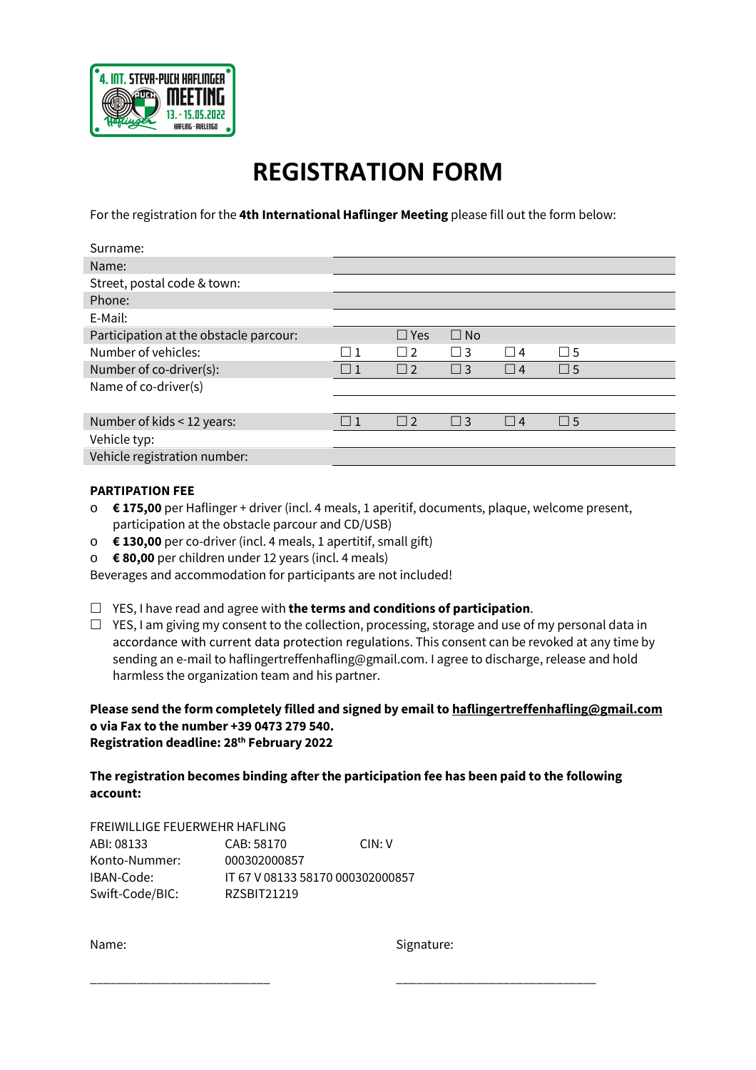# REGISTRATION FORM

For the registration for the **4th International Haflinger Meeting** please fill out the form below:

| | | | | | |
|---|---|---|---|---|---|
| Surname: | | | | | |
| Name: | | | | | |
| Street, postal code & town: | | | | | |
| Phone: | | | | | |
| E-Mail: | | | | | |
| Participation at the obstacle parcour: | | ☐ Yes | ☐ No | | |
| Number of vehicles: | ☐ 1 | ☐ 2 | ☐ 3 | ☐ 4 | ☐ 5 |
| Number of co-driver(s): | ☐ 1 | ☐ 2 | ☐ 3 | ☐ 4 | ☐ 5 |
| Name of co-driver(s) | | | | | |
| | | | | | |
| Number of kids < 12 years: | ☐ 1 | ☐ 2 | ☐ 3 | ☐ 4 | ☐ 5 |
| Vehicle typ: | | | | | |
| Vehicle registration number: | | | | | |

**PARTIPATION FEE**

- **€ 175,00** per Haflinger + driver (incl. 4 meals, 1 aperitif, documents, plaque, welcome present, participation at the obstacle parcour and CD/USB)
- **€ 130,00** per co-driver (incl. 4 meals, 1 apertitif, small gift)
- **€ 80,00** per children under 12 years (incl. 4 meals)

Beverages and accommodation for participants are not included!

☐ YES, I have read and agree with **the terms and conditions of participation**.

☐ YES, I am giving my consent to the collection, processing, storage and use of my personal data in accordance with current data protection regulations. This consent can be revoked at any time by sending an e-mail to haflingertreffenhafling@gmail.com. I agree to discharge, release and hold harmless the organization team and his partner.

**Please send the form completely filled and signed by email to haflingertreffenhafling@gmail.com o via Fax to the number +39 0473 279 540.**
**Registration deadline: 28th February 2022**

**The registration becomes binding after the participation fee has been paid to the following account:**

FREIWILLIGE FEUERWEHR HAFLING

| | | |
|---|---|---|
| ABI: 08133 | CAB: 58170 | CIN: V |
| Konto-Nummer: | 000302000857 | |
| IBAN-Code: | IT 67 V 08133 58170 000302000857 | |
| Swift-Code/BIC: | RZSBIT21219 | |

Name: ___________________________ Signature: ______________________________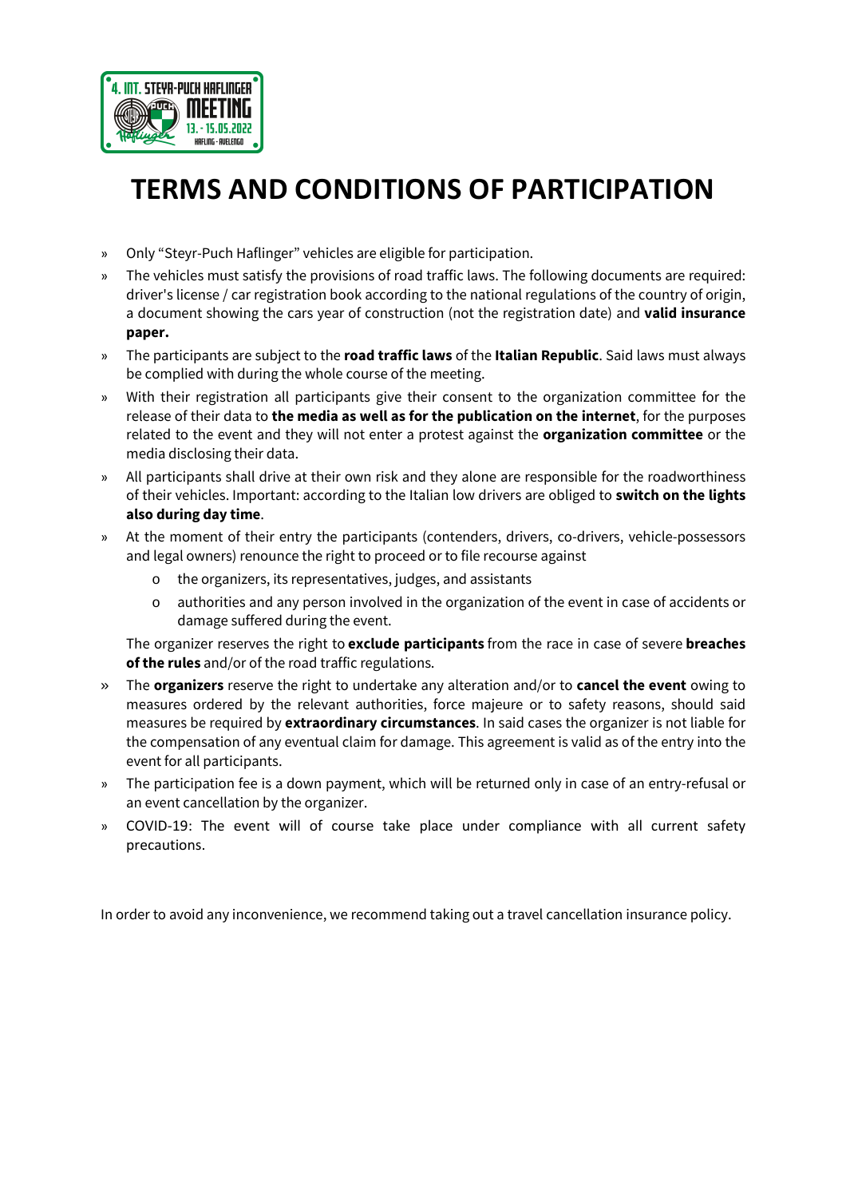# TERMS AND CONDITIONS OF PARTICIPATION

- Only “Steyr-Puch Haflinger” vehicles are eligible for participation.
- The vehicles must satisfy the provisions of road traffic laws. The following documents are required: driver's license / car registration book according to the national regulations of the country of origin, a document showing the cars year of construction (not the registration date) and **valid insurance paper.**
- The participants are subject to the **road traffic laws** of the **Italian Republic**. Said laws must always be complied with during the whole course of the meeting.
- With their registration all participants give their consent to the organization committee for the release of their data to **the media as well as for the publication on the internet**, for the purposes related to the event and they will not enter a protest against the **organization committee** or the media disclosing their data.
- All participants shall drive at their own risk and they alone are responsible for the roadworthiness of their vehicles. Important: according to the Italian low drivers are obliged to **switch on the lights also during day time**.
- At the moment of their entry the participants (contenders, drivers, co-drivers, vehicle-possessors and legal owners) renounce the right to proceed or to file recourse against
  - the organizers, its representatives, judges, and assistants
  - authorities and any person involved in the organization of the event in case of accidents or damage suffered during the event.

  The organizer reserves the right to **exclude participants** from the race in case of severe **breaches of the rules** and/or of the road traffic regulations.
- The **organizers** reserve the right to undertake any alteration and/or to **cancel the event** owing to measures ordered by the relevant authorities, force majeure or to safety reasons, should said measures be required by **extraordinary circumstances**. In said cases the organizer is not liable for the compensation of any eventual claim for damage. This agreement is valid as of the entry into the event for all participants.
- The participation fee is a down payment, which will be returned only in case of an entry-refusal or an event cancellation by the organizer.
- COVID-19: The event will of course take place under compliance with all current safety precautions.

In order to avoid any inconvenience, we recommend taking out a travel cancellation insurance policy.